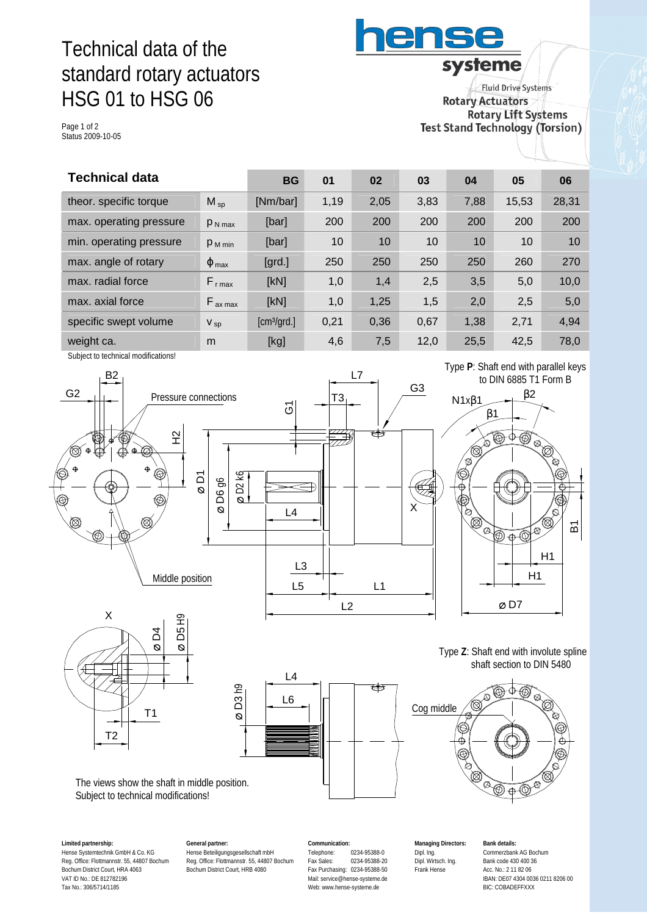# Technical data of the standard rotary actuators HSG 01 to HSG 06

Page 1 of 2
Status 2009-10-05

**hense systeme**

Fluid Drive Systems
Rotary Actuators
Rotary Lift Systems
Test Stand Technology (Torsion)

| **Technical data** | | **BG** | **01** | **02** | **03** | **04** | **05** | **06** |
|---|---|---|---|---|---|---|---|---|
| theor. specific torque | $M_{sp}$ | [Nm/bar] | 1,19 | 2,05 | 3,83 | 7,88 | 15,53 | 28,31 |
| max. operating pressure | $p_{N\,max}$ | [bar] | 200 | 200 | 200 | 200 | 200 | 200 |
| min. operating pressure | $p_{M\,min}$ | [bar] | 10 | 10 | 10 | 10 | 10 | 10 |
| max. angle of rotary | $\phi_{max}$ | [grd.] | 250 | 250 | 250 | 250 | 260 | 270 |
| max. radial force | $F_{r\,max}$ | [kN] | 1,0 | 1,4 | 2,5 | 3,5 | 5,0 | 10,0 |
| max. axial force | $F_{ax\,max}$ | [kN] | 1,0 | 1,25 | 1,5 | 2,0 | 2,5 | 5,0 |
| specific swept volume | $v_{sp}$ | [cm³/grd.] | 0,21 | 0,36 | 0,67 | 1,38 | 2,71 | 4,94 |
| weight ca. | m | [kg] | 4,6 | 7,5 | 12,0 | 25,5 | 42,5 | 78,0 |

Subject to technical modifications!

Type **P**: Shaft end with parallel keys to DIN 6885 T1 Form B

Type **Z**: Shaft end with involute spline shaft section to DIN 5480

The views show the shaft in middle position.
Subject to technical modifications!

**Limited partnership:**
Hense Systemtechnik GmbH & Co. KG
Reg. Office: Flottmannstr. 55, 44807 Bochum
Bochum District Court, HRA 4063
VAT ID No.: DE 812782196
Tax No.: 306/5714/1185

**General partner:**
Hense Beteiligungsgesellschaft mbH
Reg. Office: Flottmannstr. 55, 44807 Bochum
Bochum District Court, HRB 4080

**Communication:**
Telephone: 0234-95388-0
Fax Sales: 0234-95388-20
Fax Purchasing: 0234-95388-50
Mail: service@hense-systeme.de
Web: www.hense-systeme.de

**Managing Directors:**
Dipl. Ing.
Dipl. Wirtsch. Ing.
Frank Hense

**Bank details:**
Commerzbank AG Bochum
Bank code 430 400 36
Acc. No.: 2 11 82 06
IBAN: DE07 4304 0036 0211 8206 00
BIC: COBADEFFXXX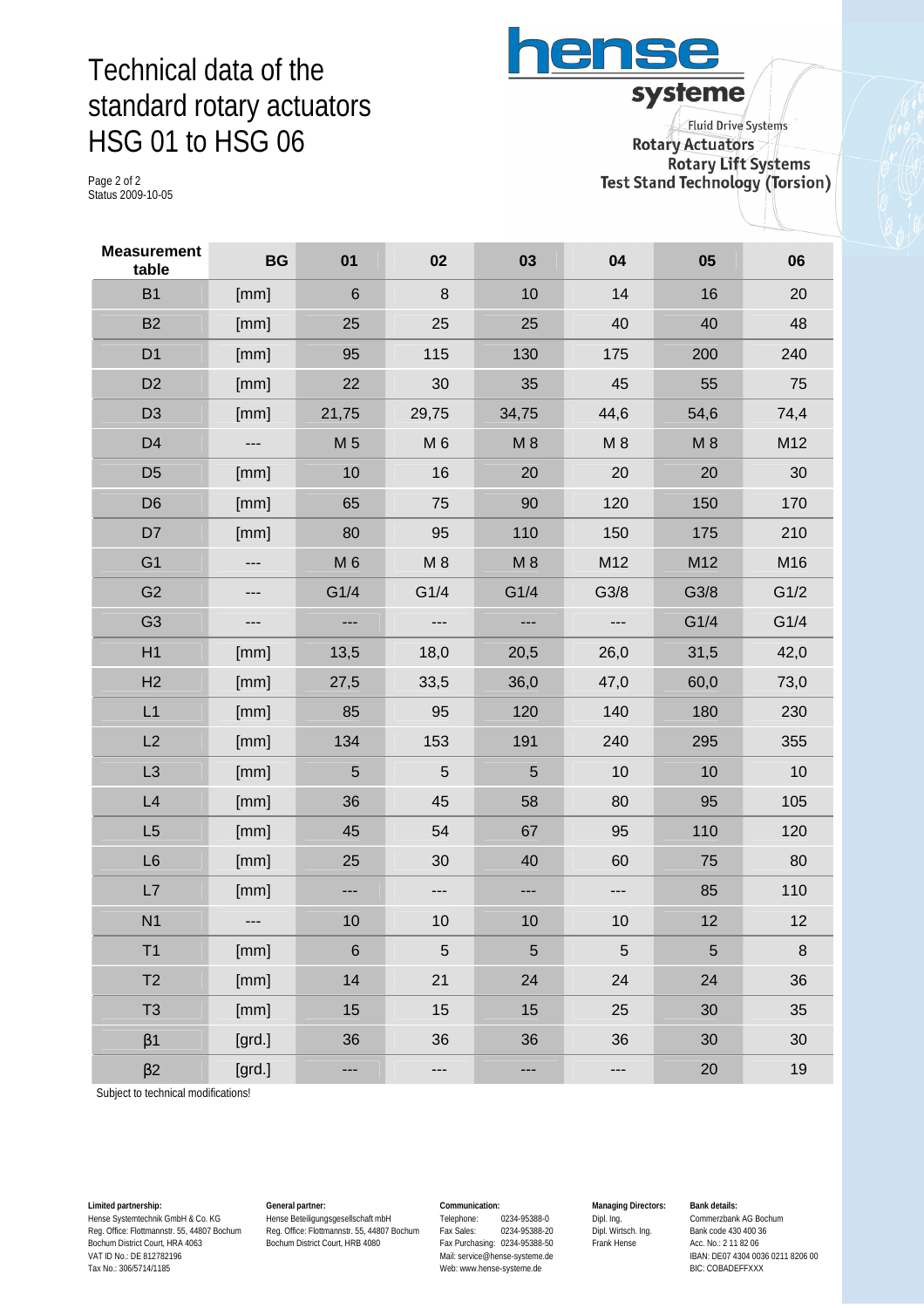# Technical data of the standard rotary actuators HSG 01 to HSG 06

Page 2 of 2
Status 2009-10-05

**hense systeme**

Fluid Drive Systems
Rotary Actuators
Rotary Lift Systems
Test Stand Technology (Torsion)

| Measurement table | BG | 01 | 02 | 03 | 04 | 05 | 06 |
|---|---|---|---|---|---|---|---|
| B1 | [mm] | 6 | 8 | 10 | 14 | 16 | 20 |
| B2 | [mm] | 25 | 25 | 25 | 40 | 40 | 48 |
| D1 | [mm] | 95 | 115 | 130 | 175 | 200 | 240 |
| D2 | [mm] | 22 | 30 | 35 | 45 | 55 | 75 |
| D3 | [mm] | 21,75 | 29,75 | 34,75 | 44,6 | 54,6 | 74,4 |
| D4 | --- | M 5 | M 6 | M 8 | M 8 | M 8 | M12 |
| D5 | [mm] | 10 | 16 | 20 | 20 | 20 | 30 |
| D6 | [mm] | 65 | 75 | 90 | 120 | 150 | 170 |
| D7 | [mm] | 80 | 95 | 110 | 150 | 175 | 210 |
| G1 | --- | M 6 | M 8 | M 8 | M12 | M12 | M16 |
| G2 | --- | G1/4 | G1/4 | G1/4 | G3/8 | G3/8 | G1/2 |
| G3 | --- | --- | --- | --- | --- | G1/4 | G1/4 |
| H1 | [mm] | 13,5 | 18,0 | 20,5 | 26,0 | 31,5 | 42,0 |
| H2 | [mm] | 27,5 | 33,5 | 36,0 | 47,0 | 60,0 | 73,0 |
| L1 | [mm] | 85 | 95 | 120 | 140 | 180 | 230 |
| L2 | [mm] | 134 | 153 | 191 | 240 | 295 | 355 |
| L3 | [mm] | 5 | 5 | 5 | 10 | 10 | 10 |
| L4 | [mm] | 36 | 45 | 58 | 80 | 95 | 105 |
| L5 | [mm] | 45 | 54 | 67 | 95 | 110 | 120 |
| L6 | [mm] | 25 | 30 | 40 | 60 | 75 | 80 |
| L7 | [mm] | --- | --- | --- | --- | 85 | 110 |
| N1 | --- | 10 | 10 | 10 | 10 | 12 | 12 |
| T1 | [mm] | 6 | 5 | 5 | 5 | 5 | 8 |
| T2 | [mm] | 14 | 21 | 24 | 24 | 24 | 36 |
| T3 | [mm] | 15 | 15 | 15 | 25 | 30 | 35 |
| β1 | [grd.] | 36 | 36 | 36 | 36 | 30 | 30 |
| β2 | [grd.] | --- | --- | --- | --- | 20 | 19 |

Subject to technical modifications!

**Limited partnership:**
Hense Systemtechnik GmbH & Co. KG
Reg. Office: Flottmannstr. 55, 44807 Bochum
Bochum District Court, HRA 4063
VAT ID No.: DE 812782196
Tax No.: 306/5714/1185

**General partner:**
Hense Beteiligungsgesellschaft mbH
Reg. Office: Flottmannstr. 55, 44807 Bochum
Bochum District Court, HRB 4080

**Communication:**
Telephone: 0234-95388-0
Fax Sales: 0234-95388-20
Fax Purchasing: 0234-95388-50
Mail: service@hense-systeme.de
Web: www.hense-systeme.de

**Managing Directors:**
Dipl. Ing.
Dipl. Wirtsch. Ing.
Frank Hense

**Bank details:**
Commerzbank AG Bochum
Bank code 430 400 36
Acc. No.: 2 11 82 06
IBAN: DE07 4304 0036 0211 8206 00
BIC: COBADEFFXXX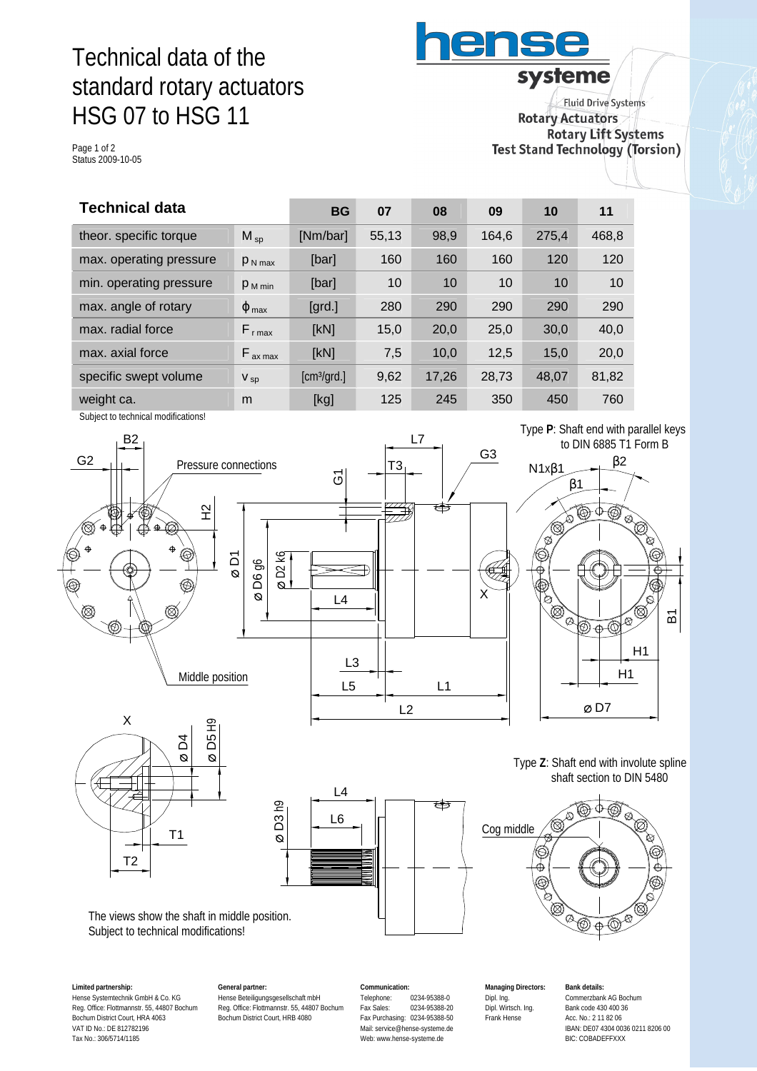# Technical data of the standard rotary actuators HSG 07 to HSG 11

Page 1 of 2
Status 2009-10-05

**hense systeme**

Fluid Drive Systems
Rotary Actuators
Rotary Lift Systems
Test Stand Technology (Torsion)

| Technical data | | BG | 07 | 08 | 09 | 10 | 11 |
|---|---|---|---|---|---|---|---|
| theor. specific torque | $M_{sp}$ | [Nm/bar] | 55,13 | 98,9 | 164,6 | 275,4 | 468,8 |
| max. operating pressure | $p_{N\,max}$ | [bar] | 160 | 160 | 160 | 120 | 120 |
| min. operating pressure | $p_{M\,min}$ | [bar] | 10 | 10 | 10 | 10 | 10 |
| max. angle of rotary | $\phi_{max}$ | [grd.] | 280 | 290 | 290 | 290 | 290 |
| max. radial force | $F_{r\,max}$ | [kN] | 15,0 | 20,0 | 25,0 | 30,0 | 40,0 |
| max. axial force | $F_{ax\,max}$ | [kN] | 7,5 | 10,0 | 12,5 | 15,0 | 20,0 |
| specific swept volume | $V_{sp}$ | [cm³/grd.] | 9,62 | 17,26 | 28,73 | 48,07 | 81,82 |
| weight ca. | m | [kg] | 125 | 245 | 350 | 450 | 760 |

Subject to technical modifications!

Type **P**: Shaft end with parallel keys to DIN 6885 T1 Form B

Type **Z**: Shaft end with involute spline shaft section to DIN 5480

The views show the shaft in middle position.
Subject to technical modifications!

**Limited partnership:**
Hense Systemtechnik GmbH & Co. KG
Reg. Office: Flottmannstr. 55, 44807 Bochum
Bochum District Court, HRA 4063
VAT ID No.: DE 812782196
Tax No.: 306/5714/1185

**General partner:**
Hense Beteiligungsgesellschaft mbH
Reg. Office: Flottmannstr. 55, 44807 Bochum
Bochum District Court, HRB 4080

**Communication:**
Telephone: 0234-95388-0
Fax Sales: 0234-95388-20
Fax Purchasing: 0234-95388-50
Mail: service@hense-systeme.de
Web: www.hense-systeme.de

**Managing Directors:**
Dipl. Ing.
Dipl. Wirtsch. Ing.
Frank Hense

**Bank details:**
Commerzbank AG Bochum
Bank code 430 400 36
Acc. No.: 2 11 82 06
IBAN: DE07 4304 0036 0211 8206 00
BIC: COBADEFFXXX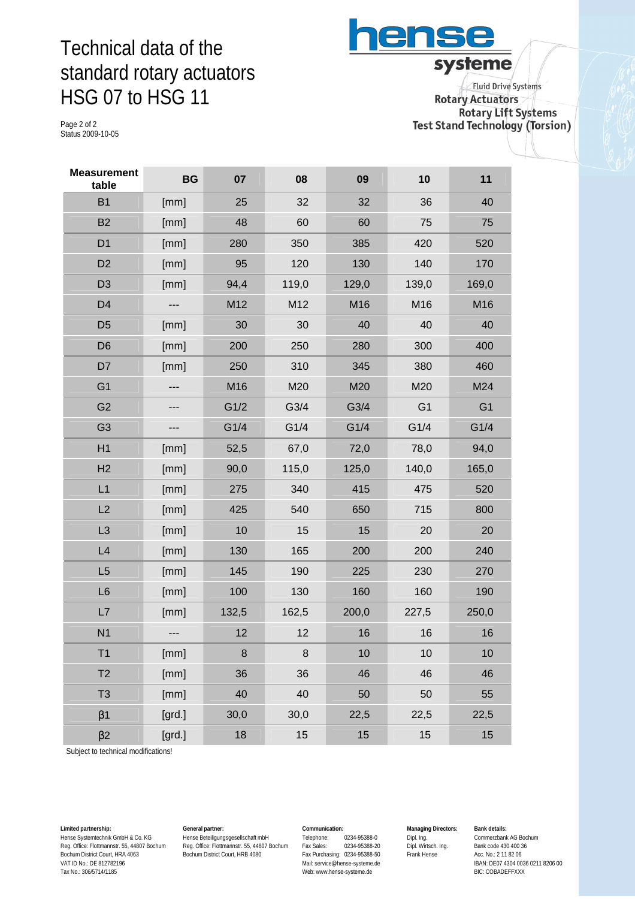# Technical data of the standard rotary actuators HSG 07 to HSG 11

Page 2 of 2
Status 2009-10-05

**hense systeme**
Fluid Drive Systems
Rotary Actuators
Rotary Lift Systems
Test Stand Technology (Torsion)

| Measurement table | BG | 07 | 08 | 09 | 10 | 11 |
|---|---|---|---|---|---|---|
| B1 | [mm] | 25 | 32 | 32 | 36 | 40 |
| B2 | [mm] | 48 | 60 | 60 | 75 | 75 |
| D1 | [mm] | 280 | 350 | 385 | 420 | 520 |
| D2 | [mm] | 95 | 120 | 130 | 140 | 170 |
| D3 | [mm] | 94,4 | 119,0 | 129,0 | 139,0 | 169,0 |
| D4 | --- | M12 | M12 | M16 | M16 | M16 |
| D5 | [mm] | 30 | 30 | 40 | 40 | 40 |
| D6 | [mm] | 200 | 250 | 280 | 300 | 400 |
| D7 | [mm] | 250 | 310 | 345 | 380 | 460 |
| G1 | --- | M16 | M20 | M20 | M20 | M24 |
| G2 | --- | G1/2 | G3/4 | G3/4 | G1 | G1 |
| G3 | --- | G1/4 | G1/4 | G1/4 | G1/4 | G1/4 |
| H1 | [mm] | 52,5 | 67,0 | 72,0 | 78,0 | 94,0 |
| H2 | [mm] | 90,0 | 115,0 | 125,0 | 140,0 | 165,0 |
| L1 | [mm] | 275 | 340 | 415 | 475 | 520 |
| L2 | [mm] | 425 | 540 | 650 | 715 | 800 |
| L3 | [mm] | 10 | 15 | 15 | 20 | 20 |
| L4 | [mm] | 130 | 165 | 200 | 200 | 240 |
| L5 | [mm] | 145 | 190 | 225 | 230 | 270 |
| L6 | [mm] | 100 | 130 | 160 | 160 | 190 |
| L7 | [mm] | 132,5 | 162,5 | 200,0 | 227,5 | 250,0 |
| N1 | --- | 12 | 12 | 16 | 16 | 16 |
| T1 | [mm] | 8 | 8 | 10 | 10 | 10 |
| T2 | [mm] | 36 | 36 | 46 | 46 | 46 |
| T3 | [mm] | 40 | 40 | 50 | 50 | 55 |
| β1 | [grd.] | 30,0 | 30,0 | 22,5 | 22,5 | 22,5 |
| β2 | [grd.] | 18 | 15 | 15 | 15 | 15 |

Subject to technical modifications!

**Limited partnership:**
Hense Systemtechnik GmbH & Co. KG
Reg. Office: Flottmannstr. 55, 44807 Bochum
Bochum District Court, HRA 4063
VAT ID No.: DE 812782196
Tax No.: 306/5714/1185

**General partner:**
Hense Beteiligungsgesellschaft mbH
Reg. Office: Flottmannstr. 55, 44807 Bochum
Bochum District Court, HRB 4080

**Communication:**
Telephone: 0234-95388-0
Fax Sales: 0234-95388-20
Fax Purchasing: 0234-95388-50
Mail: service@hense-systeme.de
Web: www.hense-systeme.de

**Managing Directors:**
Dipl. Ing.
Dipl. Wirtsch. Ing.
Frank Hense

**Bank details:**
Commerzbank AG Bochum
Bank code 430 400 36
Acc. No.: 2 11 82 06
IBAN: DE07 4304 0036 0211 8206 00
BIC: COBADEFFXXX